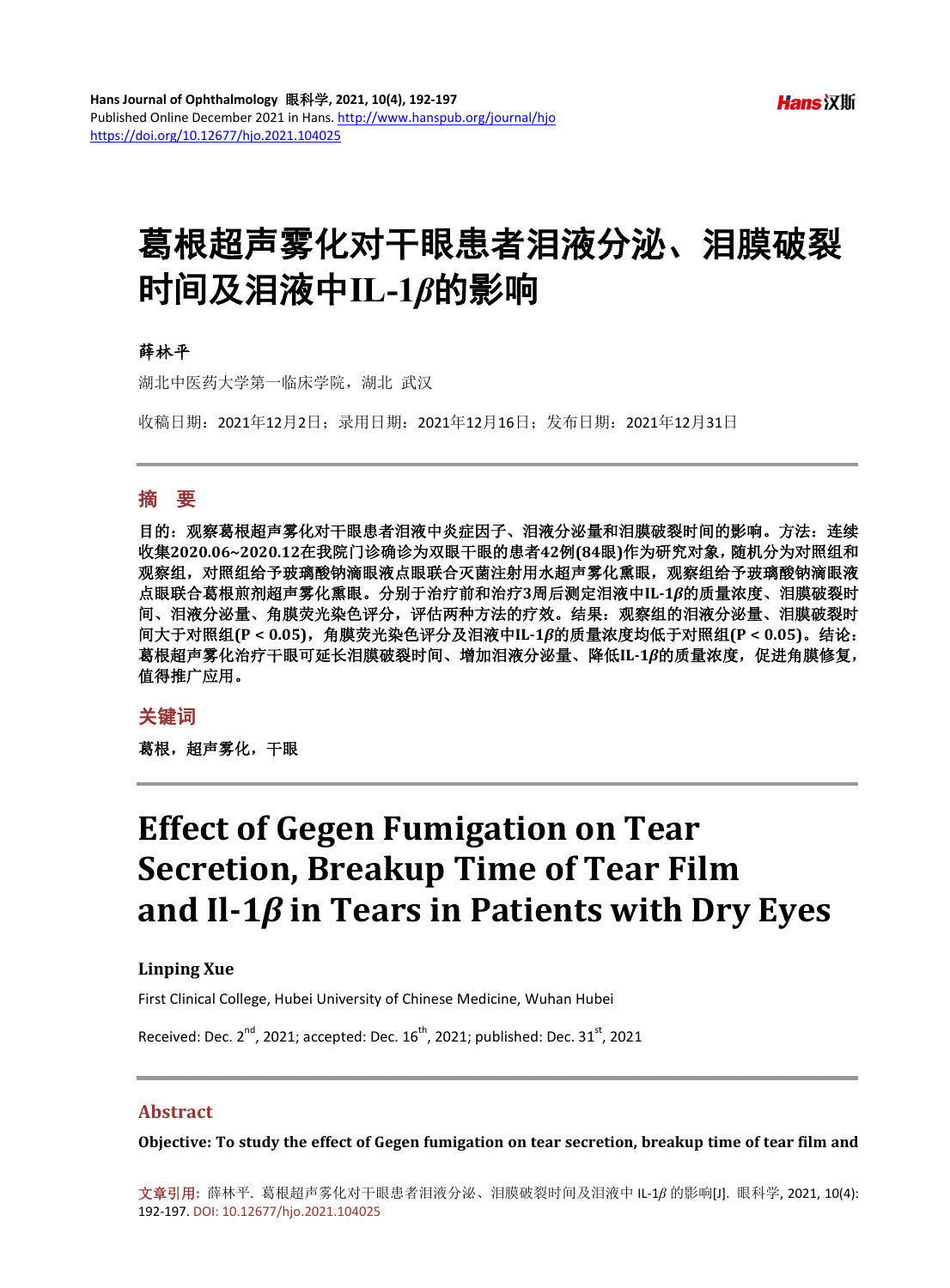Hans Journal of Ophthalmology 眼科学, 2021, 10(4), 192-197
Published Online December 2021 in Hans. http://www.hanspub.org/journal/hjo
https://doi.org/10.12677/hjo.2021.104025

# 葛根超声雾化对干眼患者泪液分泌、泪膜破裂时间及泪液中IL-1$\beta$的影响

**薛林平**

湖北中医药大学第一临床学院，湖北 武汉

收稿日期：2021年12月2日；录用日期：2021年12月16日；发布日期：2021年12月31日

## 摘 要

**目的：观察葛根超声雾化对干眼患者泪液中炎症因子、泪液分泌量和泪膜破裂时间的影响。方法：连续收集2020.06~2020.12在我院门诊确诊为双眼干眼的患者42例(84眼)作为研究对象，随机分为对照组和观察组，对照组给予玻璃酸钠滴眼液点眼联合灭菌注射用水超声雾化熏眼，观察组给予玻璃酸钠滴眼液点眼联合葛根煎剂超声雾化熏眼。分别于治疗前和治疗3周后测定泪液中IL-1$\beta$的质量浓度、泪膜破裂时间、泪液分泌量、角膜荧光染色评分，评估两种方法的疗效。结果：观察组的泪液分泌量、泪膜破裂时间大于对照组($P < 0.05$)，角膜荧光染色评分及泪液中IL-1$\beta$的质量浓度均低于对照组($P < 0.05$)。结论：葛根超声雾化治疗干眼可延长泪膜破裂时间、增加泪液分泌量、降低IL-1$\beta$的质量浓度，促进角膜修复，值得推广应用。**

## 关键词

**葛根，超声雾化，干眼**

# Effect of Gegen Fumigation on Tear Secretion, Breakup Time of Tear Film and Il-1$\beta$ in Tears in Patients with Dry Eyes

**Linping Xue**

First Clinical College, Hubei University of Chinese Medicine, Wuhan Hubei

Received: Dec. 2nd, 2021; accepted: Dec. 16th, 2021; published: Dec. 31st, 2021

## Abstract

**Objective: To study the effect of Gegen fumigation on tear secretion, breakup time of tear film and**

文章引用: 薛林平. 葛根超声雾化对干眼患者泪液分泌、泪膜破裂时间及泪液中 IL-1$\beta$ 的影响[J]. 眼科学, 2021, 10(4): 192-197. DOI: 10.12677/hjo.2021.104025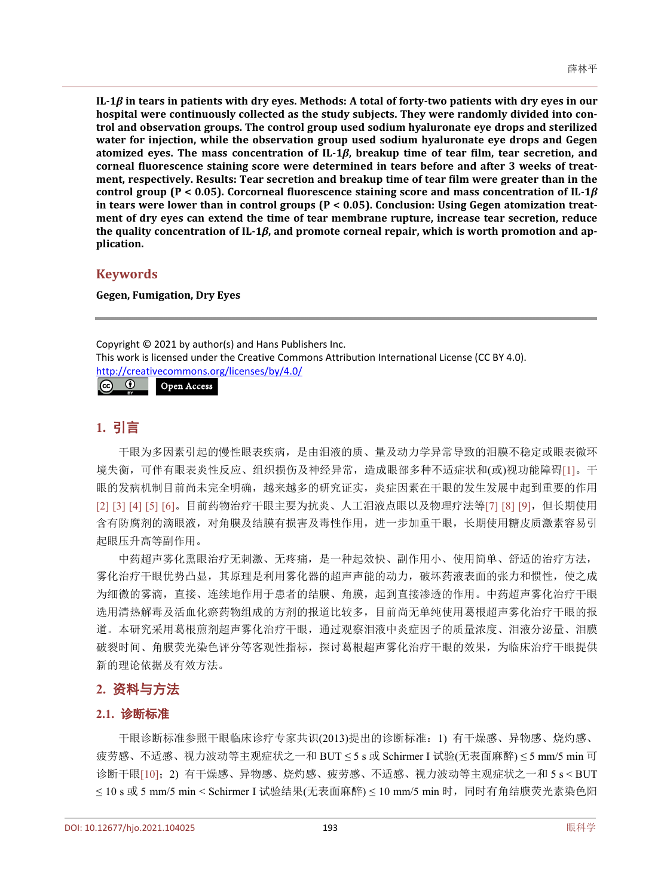**IL-1$\beta$ in tears in patients with dry eyes. Methods: A total of forty-two patients with dry eyes in our hospital were continuously collected as the study subjects. They were randomly divided into control and observation groups. The control group used sodium hyaluronate eye drops and sterilized water for injection, while the observation group used sodium hyaluronate eye drops and Gegen atomized eyes. The mass concentration of IL-1$\beta$, breakup time of tear film, tear secretion, and corneal fluorescence staining score were determined in tears before and after 3 weeks of treatment, respectively. Results: Tear secretion and breakup time of tear film were greater than in the control group ($P < 0.05$). Corcorneal fluorescence staining score and mass concentration of IL-1$\beta$ in tears were lower than in control groups ($P < 0.05$). Conclusion: Using Gegen atomization treatment of dry eyes can extend the time of tear membrane rupture, increase tear secretion, reduce the quality concentration of IL-1$\beta$, and promote corneal repair, which is worth promotion and application.**

## Keywords

**Gegen, Fumigation, Dry Eyes**

Copyright © 2021 by author(s) and Hans Publishers Inc.
This work is licensed under the Creative Commons Attribution International License (CC BY 4.0).
http://creativecommons.org/licenses/by/4.0/

Open Access

## 1. 引言

干眼为多因素引起的慢性眼表疾病，是由泪液的质、量及动力学异常导致的泪膜不稳定或眼表微环境失衡，可伴有眼表炎性反应、组织损伤及神经异常，造成眼部多种不适症状和(或)视功能障碍[1]。干眼的发病机制目前尚未完全明确，越来越多的研究证实，炎症因素在干眼的发生发展中起到重要的作用[2] [3] [4] [5] [6]。目前药物治疗干眼主要为抗炎、人工泪液点眼以及物理疗法等[7] [8] [9]，但长期使用含有防腐剂的滴眼液，对角膜及结膜有损害及毒性作用，进一步加重干眼，长期使用糖皮质激素容易引起眼压升高等副作用。

中药超声雾化熏眼治疗无刺激、无疼痛，是一种起效快、副作用小、使用简单、舒适的治疗方法，雾化治疗干眼优势凸显，其原理是利用雾化器的超声声能的动力，破坏药液表面的张力和惯性，使之成为细微的雾滴，直接、连续地作用于患者的结膜、角膜，起到直接渗透的作用。中药超声雾化治疗干眼选用清热解毒及活血化瘀药物组成的方剂的报道比较多，目前尚无单纯使用葛根超声雾化治疗干眼的报道。本研究采用葛根煎剂超声雾化治疗干眼，通过观察泪液中炎症因子的质量浓度、泪液分泌量、泪膜破裂时间、角膜荧光染色评分等客观性指标，探讨葛根超声雾化治疗干眼的效果，为临床治疗干眼提供新的理论依据及有效方法。

## 2. 资料与方法

### 2.1. 诊断标准

干眼诊断标准参照干眼临床诊疗专家共识(2013)提出的诊断标准：1) 有干燥感、异物感、烧灼感、疲劳感、不适感、视力波动等主观症状之一和 BUT ≤ 5 s 或 Schirmer I 试验(无表面麻醉) ≤ 5 mm/5 min 可诊断干眼[10]；2) 有干燥感、异物感、烧灼感、疲劳感、不适感、视力波动等主观症状之一和 5 s < BUT ≤ 10 s 或 5 mm/5 min < Schirmer I 试验结果(无表面麻醉) ≤ 10 mm/5 min 时，同时有角结膜荧光素染色阳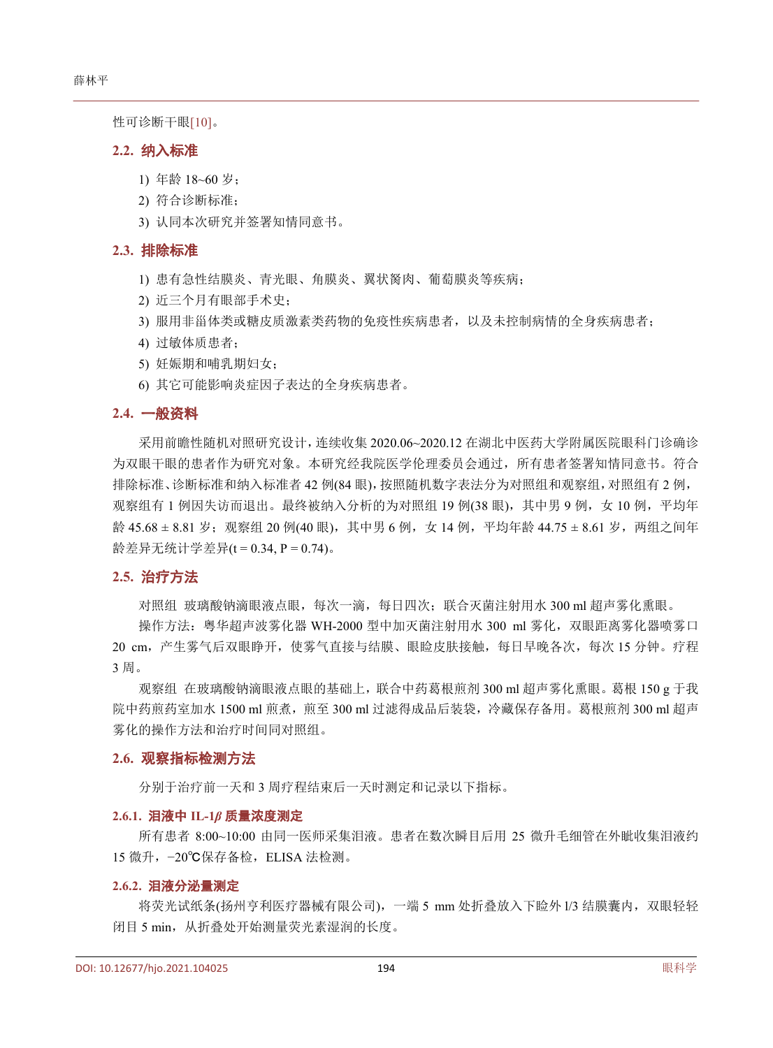性可诊断干眼[10]。

## 2.2. 纳入标准

1) 年龄 18~60 岁；
2) 符合诊断标准；
3) 认同本次研究并签署知情同意书。

## 2.3. 排除标准

1) 患有急性结膜炎、青光眼、角膜炎、翼状胬肉、葡萄膜炎等疾病；
2) 近三个月有眼部手术史；
3) 服用非甾体类或糖皮质激素类药物的免疫性疾病患者，以及未控制病情的全身疾病患者；
4) 过敏体质患者；
5) 妊娠期和哺乳期妇女；
6) 其它可能影响炎症因子表达的全身疾病患者。

## 2.4. 一般资料

采用前瞻性随机对照研究设计，连续收集 2020.06~2020.12 在湖北中医药大学附属医院眼科门诊确诊为双眼干眼的患者作为研究对象。本研究经我院医学伦理委员会通过，所有患者签署知情同意书。符合排除标准、诊断标准和纳入标准者 42 例(84 眼)，按照随机数字表法分为对照组和观察组，对照组有 2 例，观察组有 1 例因失访而退出。最终被纳入分析的为对照组 19 例(38 眼)，其中男 9 例，女 10 例，平均年龄 45.68 ± 8.81 岁；观察组 20 例(40 眼)，其中男 6 例，女 14 例，平均年龄 44.75 ± 8.61 岁，两组之间年龄差异无统计学差异($t = 0.34$, $P = 0.74$)。

## 2.5. 治疗方法

对照组 玻璃酸钠滴眼液点眼，每次一滴，每日四次；联合灭菌注射用水 300 ml 超声雾化熏眼。

操作方法：粤华超声波雾化器 WH-2000 型中加灭菌注射用水 300 ml 雾化，双眼距离雾化器喷雾口 20 cm，产生雾气后双眼睁开，使雾气直接与结膜、眼睑皮肤接触，每日早晚各次，每次 15 分钟。疗程 3 周。

观察组 在玻璃酸钠滴眼液点眼的基础上，联合中药葛根煎剂 300 ml 超声雾化熏眼。葛根 150 g 于我院中药煎药室加水 1500 ml 煎煮，煎至 300 ml 过滤得成品后装袋，冷藏保存备用。葛根煎剂 300 ml 超声雾化的操作方法和治疗时间同对照组。

## 2.6. 观察指标检测方法

分别于治疗前一天和 3 周疗程结束后一天时测定和记录以下指标。

### 2.6.1. 泪液中 IL-1$\beta$ 质量浓度测定

所有患者 8:00~10:00 由同一医师采集泪液。患者在数次瞬目后用 25 微升毛细管在外眦收集泪液约 15 微升，−20℃保存备检，ELISA 法检测。

### 2.6.2. 泪液分泌量测定

将荧光试纸条(扬州亨利医疗器械有限公司)，一端 5 mm 处折叠放入下睑外 l/3 结膜囊内，双眼轻轻闭目 5 min，从折叠处开始测量荧光素湿润的长度。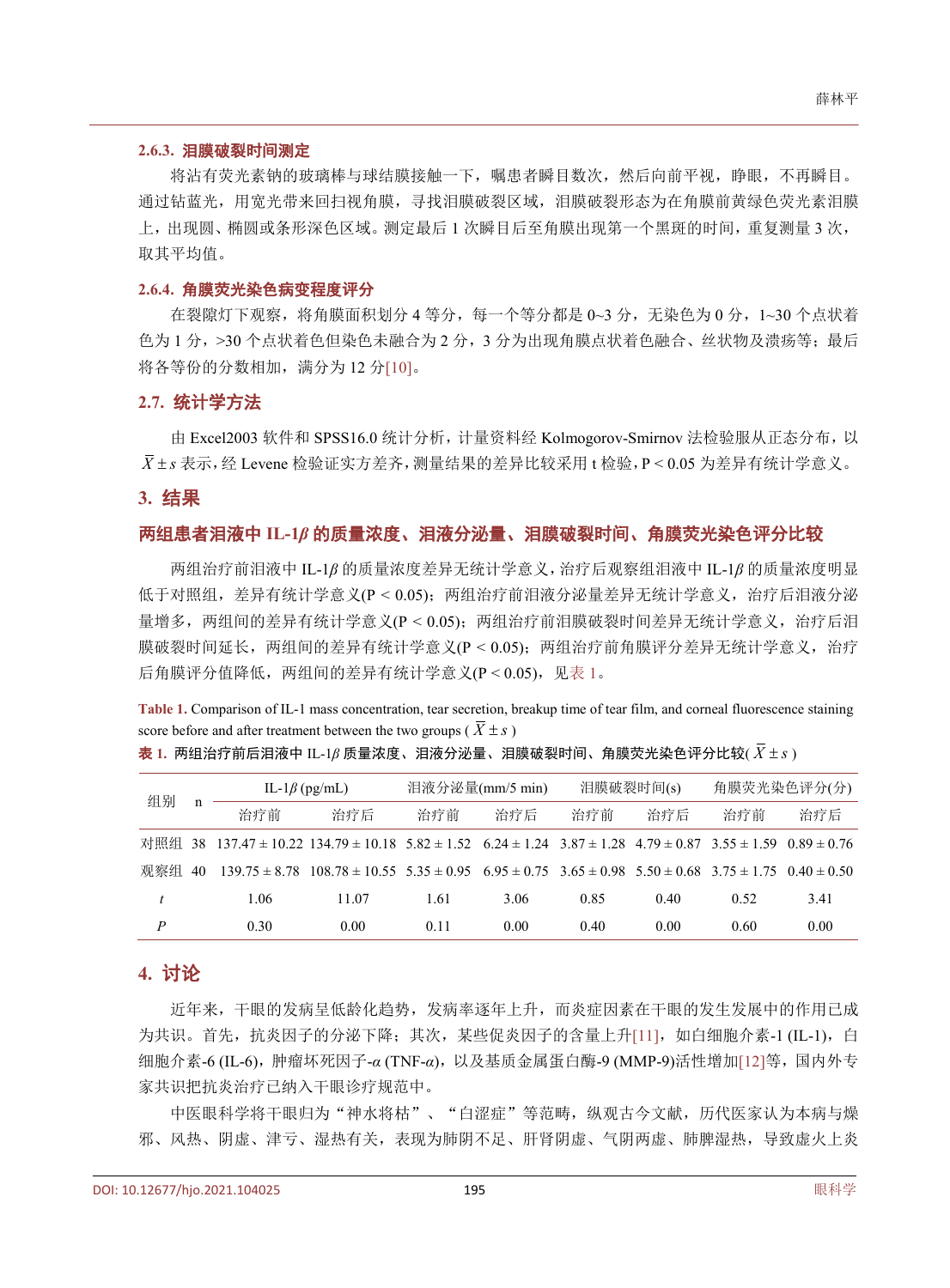#### 2.6.3. 泪膜破裂时间测定

将沾有荧光素钠的玻璃棒与球结膜接触一下，嘱患者瞬目数次，然后向前平视，睁眼，不再瞬目。通过钴蓝光，用宽光带来回扫视角膜，寻找泪膜破裂区域，泪膜破裂形态为在角膜前黄绿色荧光素泪膜上，出现圆、椭圆或条形深色区域。测定最后 1 次瞬目后至角膜出现第一个黑斑的时间，重复测量 3 次，取其平均值。

#### 2.6.4. 角膜荧光染色病变程度评分

在裂隙灯下观察，将角膜面积划分 4 等分，每一个等分都是 0~3 分，无染色为 0 分，1~30 个点状着色为 1 分，>30 个点状着色但染色未融合为 2 分，3 分为出现角膜点状着色融合、丝状物及溃疡等；最后将各等份的分数相加，满分为 12 分[10]。

### 2.7. 统计学方法

由 Excel2003 软件和 SPSS16.0 统计分析，计量资料经 Kolmogorov-Smirnov 法检验服从正态分布，以 $\bar{X} \pm s$ 表示，经 Levene 检验证实方差齐，测量结果的差异比较采用 t 检验，$P < 0.05$ 为差异有统计学意义。

## 3. 结果

### 两组患者泪液中 IL-1$\beta$ 的质量浓度、泪液分泌量、泪膜破裂时间、角膜荧光染色评分比较

两组治疗前泪液中 IL-1$\beta$ 的质量浓度差异无统计学意义，治疗后观察组泪液中 IL-1$\beta$ 的质量浓度明显低于对照组，差异有统计学意义($P < 0.05$)；两组治疗前泪液分泌量差异无统计学意义，治疗后泪液分泌量增多，两组间的差异有统计学意义($P < 0.05$)；两组治疗前泪膜破裂时间差异无统计学意义，治疗后泪膜破裂时间延长，两组间的差异有统计学意义($P < 0.05$)；两组治疗前角膜评分差异无统计学意义，治疗后角膜评分值降低，两组间的差异有统计学意义($P < 0.05$)，见表 1。

Table 1. Comparison of IL-1 mass concentration, tear secretion, breakup time of tear film, and corneal fluorescence staining score before and after treatment between the two groups ($\bar{X} \pm s$)

表 1. 两组治疗前后泪液中 IL-1$\beta$ 质量浓度、泪液分泌量、泪膜破裂时间、角膜荧光染色评分比较($\bar{X} \pm s$)

| 组别 | n | IL-1$\beta$ (pg/mL) | | 泪液分泌量(mm/5 min) | | 泪膜破裂时间(s) | | 角膜荧光染色评分(分) | |
|---|---|---|---|---|---|---|---|---|---|
| | | 治疗前 | 治疗后 | 治疗前 | 治疗后 | 治疗前 | 治疗后 | 治疗前 | 治疗后 |
| 对照组 | 38 | 137.47 ± 10.22 | 134.79 ± 10.18 | 5.82 ± 1.52 | 6.24 ± 1.24 | 3.87 ± 1.28 | 4.79 ± 0.87 | 3.55 ± 1.59 | 0.89 ± 0.76 |
| 观察组 | 40 | 139.75 ± 8.78 | 108.78 ± 10.55 | 5.35 ± 0.95 | 6.95 ± 0.75 | 3.65 ± 0.98 | 5.50 ± 0.68 | 3.75 ± 1.75 | 0.40 ± 0.50 |
| $t$ | | 1.06 | 11.07 | 1.61 | 3.06 | 0.85 | 0.40 | 0.52 | 3.41 |
| $P$ | | 0.30 | 0.00 | 0.11 | 0.00 | 0.40 | 0.00 | 0.60 | 0.00 |

## 4. 讨论

近年来，干眼的发病呈低龄化趋势，发病率逐年上升，而炎症因素在干眼的发生发展中的作用已成为共识。首先，抗炎因子的分泌下降；其次，某些促炎因子的含量上升[11]，如白细胞介素-1 (IL-1)，白细胞介素-6 (IL-6)，肿瘤坏死因子-$\alpha$ (TNF-$\alpha$)，以及基质金属蛋白酶-9 (MMP-9)活性增加[12]等，国内外专家共识把抗炎治疗已纳入干眼诊疗规范中。

中医眼科学将干眼归为“神水将枯”、“白涩症”等范畴，纵观古今文献，历代医家认为本病与燥邪、风热、阴虚、津亏、湿热有关，表现为肺阴不足、肝肾阴虚、气阴两虚、肺脾湿热，导致虚火上炎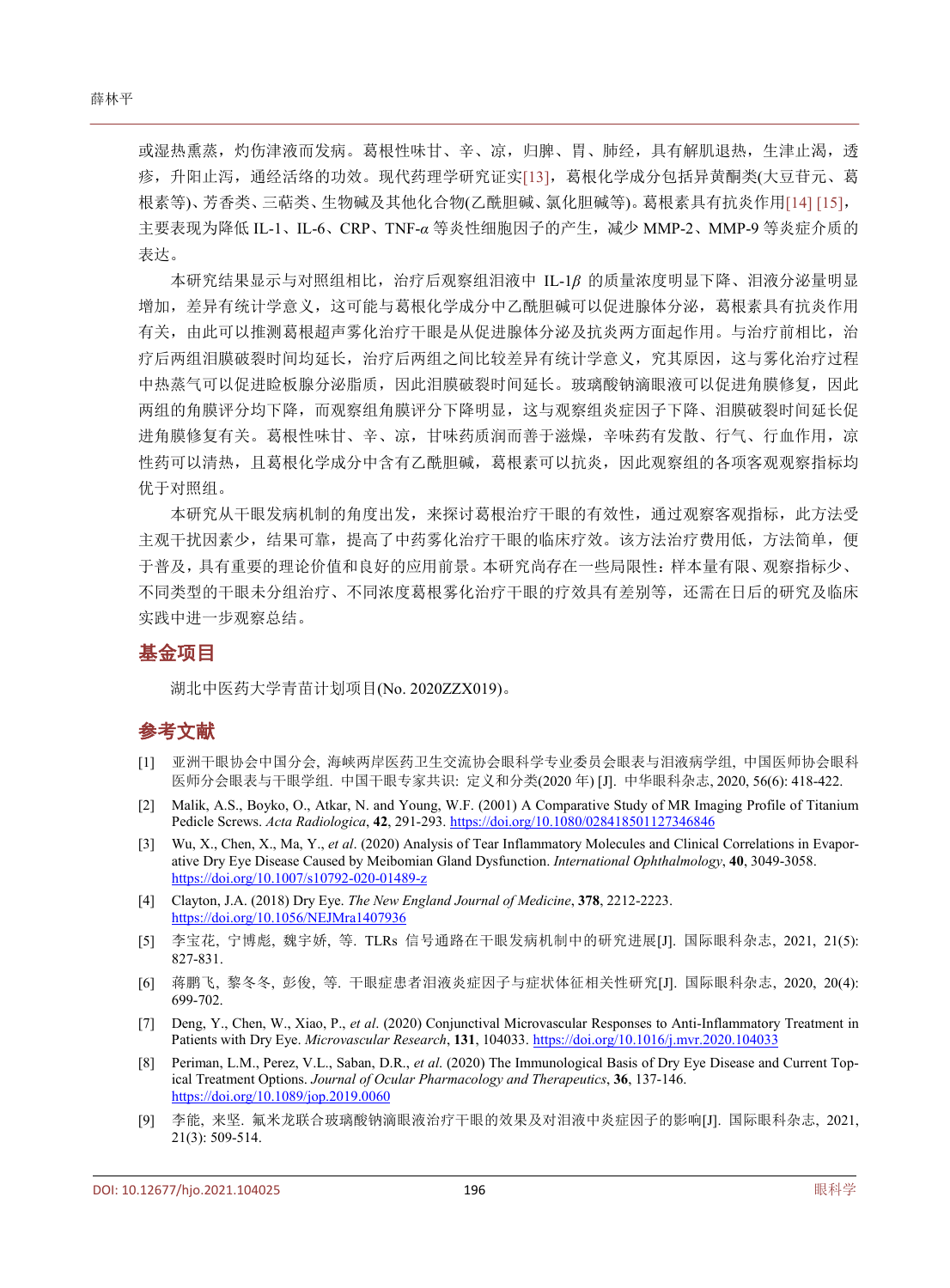或湿热熏蒸，灼伤津液而发病。葛根性味甘、辛、凉，归脾、胃、肺经，具有解肌退热，生津止渴，透疹，升阳止泻，通经活络的功效。现代药理学研究证实[13]，葛根化学成分包括异黄酮类(大豆苷元、葛根素等)、芳香类、三萜类、生物碱及其他化合物(乙酰胆碱、氯化胆碱等)。葛根素具有抗炎作用[14] [15]，主要表现为降低 IL-1、IL-6、CRP、TNF-$\alpha$ 等炎性细胞因子的产生，减少 MMP-2、MMP-9 等炎症介质的表达。

本研究结果显示与对照组相比，治疗后观察组泪液中 IL-1$\beta$ 的质量浓度明显下降、泪液分泌量明显增加，差异有统计学意义，这可能与葛根化学成分中乙酰胆碱可以促进腺体分泌，葛根素具有抗炎作用有关，由此可以推测葛根超声雾化治疗干眼是从促进腺体分泌及抗炎两方面起作用。与治疗前相比，治疗后两组泪膜破裂时间均延长，治疗后两组之间比较差异有统计学意义，究其原因，这与雾化治疗过程中热蒸气可以促进睑板腺分泌脂质，因此泪膜破裂时间延长。玻璃酸钠滴眼液可以促进角膜修复，因此两组的角膜评分均下降，而观察组角膜评分下降明显，这与观察组炎症因子下降、泪膜破裂时间延长促进角膜修复有关。葛根性味甘、辛、凉，甘味药质润而善于滋燥，辛味药有发散、行气、行血作用，凉性药可以清热，且葛根化学成分中含有乙酰胆碱，葛根素可以抗炎，因此观察组的各项客观观察指标均优于对照组。

本研究从干眼发病机制的角度出发，来探讨葛根治疗干眼的有效性，通过观察客观指标，此方法受主观干扰因素少，结果可靠，提高了中药雾化治疗干眼的临床疗效。该方法治疗费用低，方法简单，便于普及，具有重要的理论价值和良好的应用前景。本研究尚存在一些局限性：样本量有限、观察指标少、不同类型的干眼未分组治疗、不同浓度葛根雾化治疗干眼的疗效具有差别等，还需在日后的研究及临床实践中进一步观察总结。

## 基金项目

湖北中医药大学青苗计划项目(No. 2020ZZX019)。

## 参考文献

[1] 亚洲干眼协会中国分会, 海峡两岸医药卫生交流协会眼科学专业委员会眼表与泪液病学组, 中国医师协会眼科医师分会眼表与干眼学组. 中国干眼专家共识: 定义和分类(2020 年) [J]. 中华眼科杂志, 2020, 56(6): 418-422.

[2] Malik, A.S., Boyko, O., Atkar, N. and Young, W.F. (2001) A Comparative Study of MR Imaging Profile of Titanium Pedicle Screws. *Acta Radiologica*, **42**, 291-293. https://doi.org/10.1080/028418501127346846

[3] Wu, X., Chen, X., Ma, Y., *et al*. (2020) Analysis of Tear Inflammatory Molecules and Clinical Correlations in Evaporative Dry Eye Disease Caused by Meibomian Gland Dysfunction. *International Ophthalmology*, **40**, 3049-3058. https://doi.org/10.1007/s10792-020-01489-z

[4] Clayton, J.A. (2018) Dry Eye. *The New England Journal of Medicine*, **378**, 2212-2223. https://doi.org/10.1056/NEJMra1407936

[5] 李宝花, 宁博彪, 魏宇娇, 等. TLRs 信号通路在干眼发病机制中的研究进展[J]. 国际眼科杂志, 2021, 21(5): 827-831.

[6] 蒋鹏飞, 黎冬冬, 彭俊, 等. 干眼症患者泪液炎症因子与症状体征相关性研究[J]. 国际眼科杂志, 2020, 20(4): 699-702.

[7] Deng, Y., Chen, W., Xiao, P., *et al*. (2020) Conjunctival Microvascular Responses to Anti-Inflammatory Treatment in Patients with Dry Eye. *Microvascular Research*, **131**, 104033. https://doi.org/10.1016/j.mvr.2020.104033

[8] Periman, L.M., Perez, V.L., Saban, D.R., *et al*. (2020) The Immunological Basis of Dry Eye Disease and Current Topical Treatment Options. *Journal of Ocular Pharmacology and Therapeutics*, **36**, 137-146. https://doi.org/10.1089/jop.2019.0060

[9] 李能, 来坚. 氟米龙联合玻璃酸钠滴眼液治疗干眼的效果及对泪液中炎症因子的影响[J]. 国际眼科杂志, 2021, 21(3): 509-514.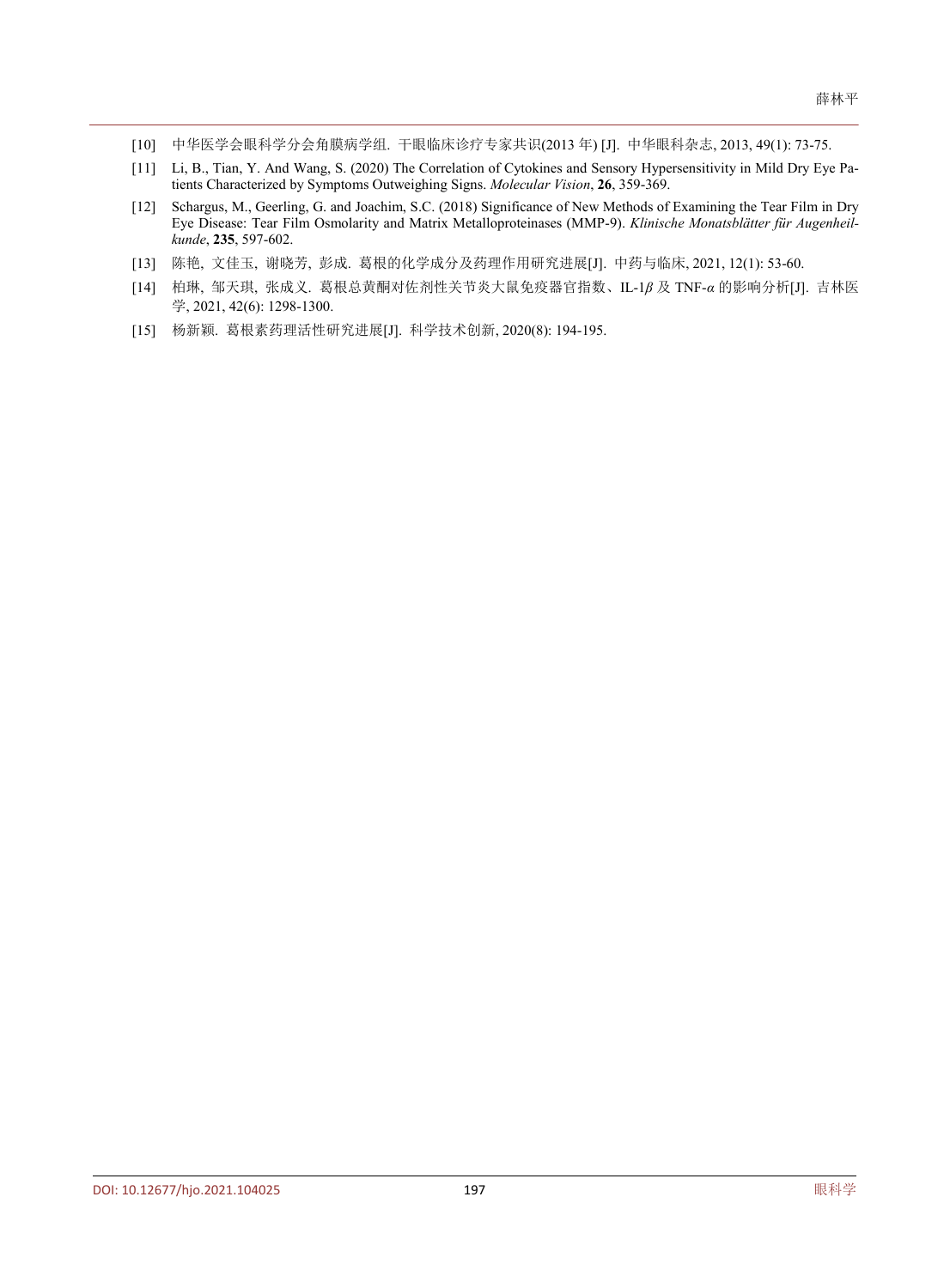[10] 中华医学会眼科学分会角膜病学组. 干眼临床诊疗专家共识(2013 年) [J]. 中华眼科杂志, 2013, 49(1): 73-75.

[11] Li, B., Tian, Y. And Wang, S. (2020) The Correlation of Cytokines and Sensory Hypersensitivity in Mild Dry Eye Patients Characterized by Symptoms Outweighing Signs. *Molecular Vision*, **26**, 359-369.

[12] Schargus, M., Geerling, G. and Joachim, S.C. (2018) Significance of New Methods of Examining the Tear Film in Dry Eye Disease: Tear Film Osmolarity and Matrix Metalloproteinases (MMP-9). *Klinische Monatsblätter für Augenheilkunde*, **235**, 597-602.

[13] 陈艳, 文佳玉, 谢晓芳, 彭成. 葛根的化学成分及药理作用研究进展[J]. 中药与临床, 2021, 12(1): 53-60.

[14] 柏琳, 邹天琪, 张成义. 葛根总黄酮对佐剂性关节炎大鼠免疫器官指数、IL-1$\beta$ 及 TNF-$\alpha$ 的影响分析[J]. 吉林医学, 2021, 42(6): 1298-1300.

[15] 杨新颖. 葛根素药理活性研究进展[J]. 科学技术创新, 2020(8): 194-195.